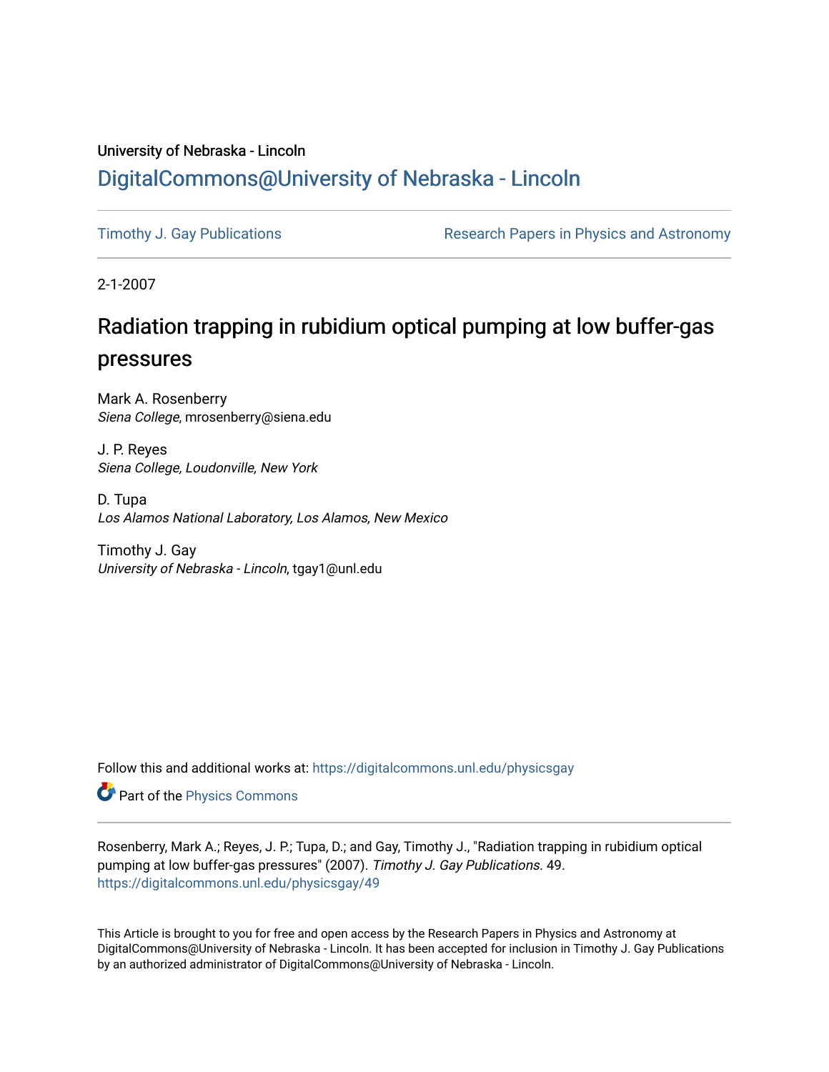University of Nebraska - Lincoln

## DigitalCommons@University of Nebraska - Lincoln

Timothy J. Gay Publications

Research Papers in Physics and Astronomy

2-1-2007

# Radiation trapping in rubidium optical pumping at low buffer-gas pressures

Mark A. Rosenberry
*Siena College*, mrosenberry@siena.edu

J. P. Reyes
*Siena College, Loudonville, New York*

D. Tupa
*Los Alamos National Laboratory, Los Alamos, New Mexico*

Timothy J. Gay
*University of Nebraska - Lincoln*, tgay1@unl.edu

Follow this and additional works at: https://digitalcommons.unl.edu/physicsgay

Part of the Physics Commons

Rosenberry, Mark A.; Reyes, J. P.; Tupa, D.; and Gay, Timothy J., "Radiation trapping in rubidium optical pumping at low buffer-gas pressures" (2007). *Timothy J. Gay Publications*. 49.
https://digitalcommons.unl.edu/physicsgay/49

This Article is brought to you for free and open access by the Research Papers in Physics and Astronomy at DigitalCommons@University of Nebraska - Lincoln. It has been accepted for inclusion in Timothy J. Gay Publications by an authorized administrator of DigitalCommons@University of Nebraska - Lincoln.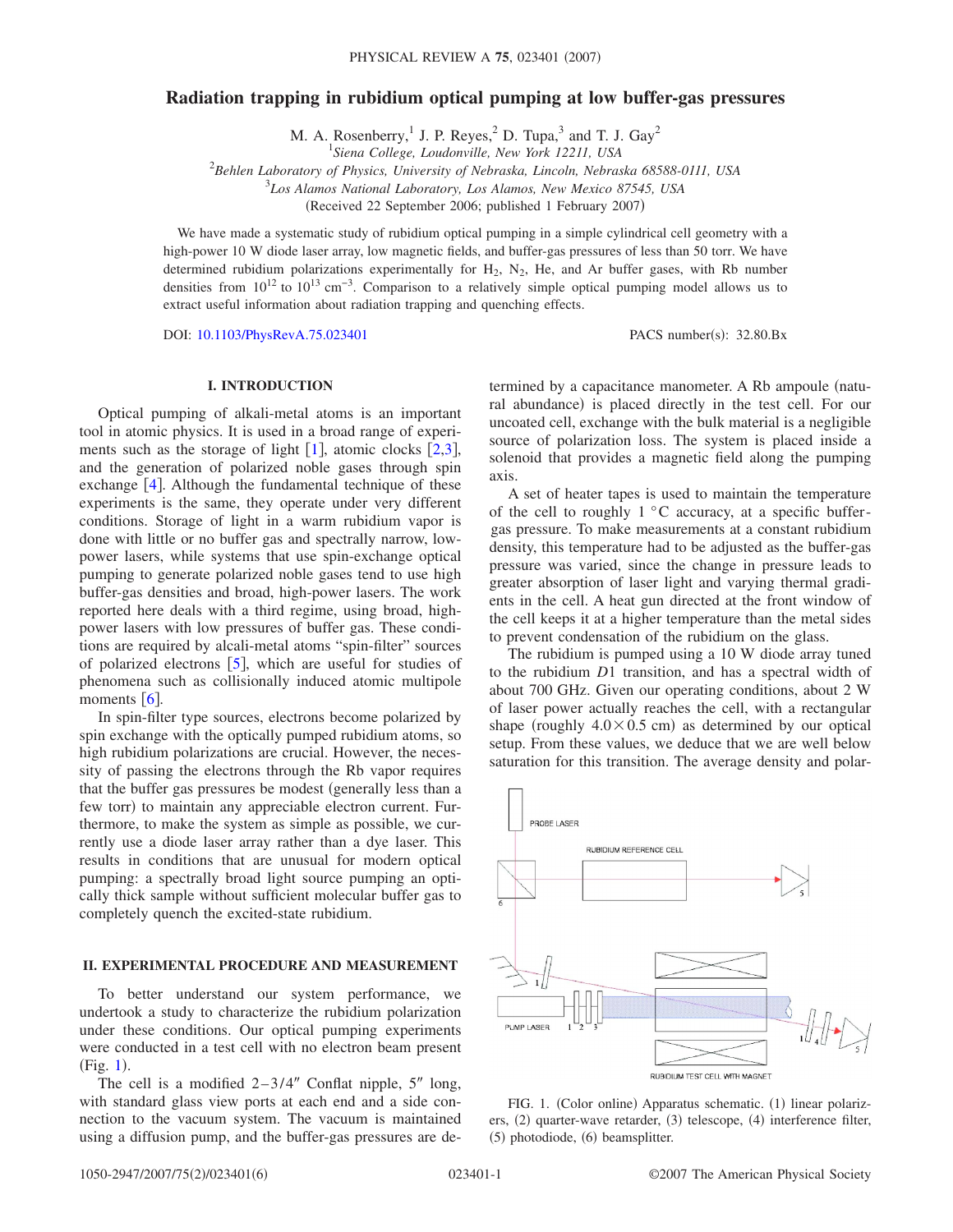# Radiation trapping in rubidium optical pumping at low buffer-gas pressures

M. A. Rosenberry,[1] J. P. Reyes,[2] D. Tupa,[3] and T. J. Gay[2]

[1]Siena College, Loudonville, New York 12211, USA
[2]Behlen Laboratory of Physics, University of Nebraska, Lincoln, Nebraska 68588-0111, USA
[3]Los Alamos National Laboratory, Los Alamos, New Mexico 87545, USA

(Received 22 September 2006; published 1 February 2007)

We have made a systematic study of rubidium optical pumping in a simple cylindrical cell geometry with a high-power 10 W diode laser array, low magnetic fields, and buffer-gas pressures of less than 50 torr. We have determined rubidium polarizations experimentally for $H_2$, $N_2$, He, and Ar buffer gases, with Rb number densities from $10^{12}$ to $10^{13}$ cm$^{-3}$. Comparison to a relatively simple optical pumping model allows us to extract useful information about radiation trapping and quenching effects.

DOI: 10.1103/PhysRevA.75.023401    PACS number(s): 32.80.Bx

## I. INTRODUCTION

Optical pumping of alkali-metal atoms is an important tool in atomic physics. It is used in a broad range of experiments such as the storage of light [1], atomic clocks [2,3], and the generation of polarized noble gases through spin exchange [4]. Although the fundamental technique of these experiments is the same, they operate under very different conditions. Storage of light in a warm rubidium vapor is done with little or no buffer gas and spectrally narrow, low-power lasers, while systems that use spin-exchange optical pumping to generate polarized noble gases tend to use high buffer-gas densities and broad, high-power lasers. The work reported here deals with a third regime, using broad, high-power lasers with low pressures of buffer gas. These conditions are required by alcali-metal atoms "spin-filter" sources of polarized electrons [5], which are useful for studies of phenomena such as collisionally induced atomic multipole moments [6].

In spin-filter type sources, electrons become polarized by spin exchange with the optically pumped rubidium atoms, so high rubidium polarizations are crucial. However, the necessity of passing the electrons through the Rb vapor requires that the buffer gas pressures be modest (generally less than a few torr) to maintain any appreciable electron current. Furthermore, to make the system as simple as possible, we currently use a diode laser array rather than a dye laser. This results in conditions that are unusual for modern optical pumping: a spectrally broad light source pumping an optically thick sample without sufficient molecular buffer gas to completely quench the excited-state rubidium.

## II. EXPERIMENTAL PROCEDURE AND MEASUREMENT

To better understand our system performance, we undertook a study to characterize the rubidium polarization under these conditions. Our optical pumping experiments were conducted in a test cell with no electron beam present (Fig. 1).

The cell is a modified 2–3/4″ Conflat nipple, 5″ long, with standard glass view ports at each end and a side connection to the vacuum system. The vacuum is maintained using a diffusion pump, and the buffer-gas pressures are determined by a capacitance manometer. A Rb ampoule (natural abundance) is placed directly in the test cell. For our uncoated cell, exchange with the bulk material is a negligible source of polarization loss. The system is placed inside a solenoid that provides a magnetic field along the pumping axis.

A set of heater tapes is used to maintain the temperature of the cell to roughly 1 °C accuracy, at a specific buffer-gas pressure. To make measurements at a constant rubidium density, this temperature had to be adjusted as the buffer-gas pressure was varied, since the change in pressure leads to greater absorption of laser light and varying thermal gradients in the cell. A heat gun directed at the front window of the cell keeps it at a higher temperature than the metal sides to prevent condensation of the rubidium on the glass.

The rubidium is pumped using a 10 W diode array tuned to the rubidium $D1$ transition, and has a spectral width of about 700 GHz. Given our operating conditions, about 2 W of laser power actually reaches the cell, with a rectangular shape (roughly $4.0 \times 0.5$ cm) as determined by our optical setup. From these values, we deduce that we are well below saturation for this transition. The average density and polar-

FIG. 1. (Color online) Apparatus schematic. (1) linear polarizers, (2) quarter-wave retarder, (3) telescope, (4) interference filter, (5) photodiode, (6) beamsplitter.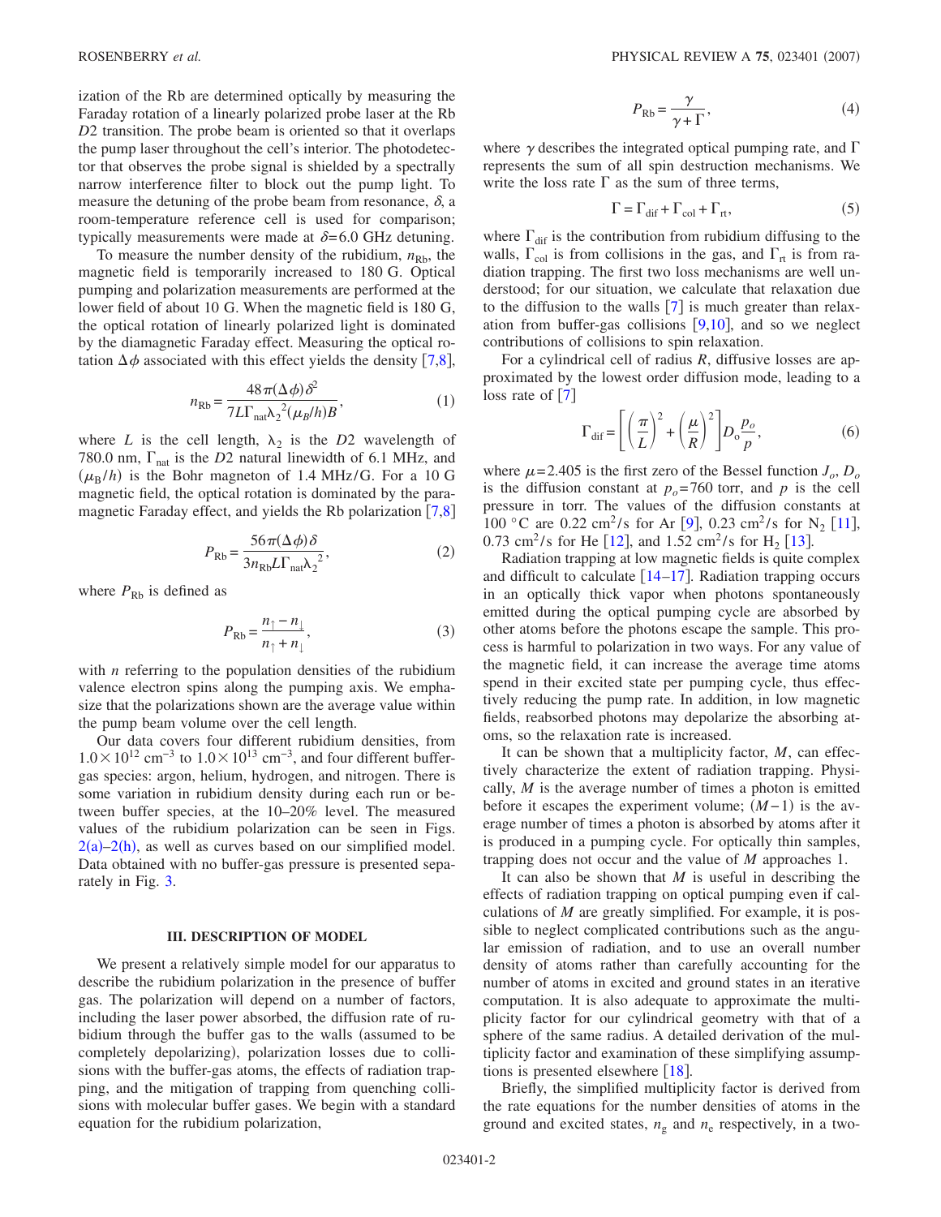ization of the Rb are determined optically by measuring the Faraday rotation of a linearly polarized probe laser at the Rb $D2$ transition. The probe beam is oriented so that it overlaps the pump laser throughout the cell's interior. The photodetector that observes the probe signal is shielded by a spectrally narrow interference filter to block out the pump light. To measure the detuning of the probe beam from resonance, $\delta$, a room-temperature reference cell is used for comparison; typically measurements were made at $\delta$=6.0 GHz detuning.

To measure the number density of the rubidium, $n_{\text{Rb}}$, the magnetic field is temporarily increased to 180 G. Optical pumping and polarization measurements are performed at the lower field of about 10 G. When the magnetic field is 180 G, the optical rotation of linearly polarized light is dominated by the diamagnetic Faraday effect. Measuring the optical rotation $\Delta\phi$ associated with this effect yields the density [7,8],

$$n_{\text{Rb}} = \frac{48\pi(\Delta\phi)\delta^2}{7L\Gamma_{\text{nat}}\lambda_2{}^2(\mu_B/h)B}, \tag{1}$$

where $L$ is the cell length, $\lambda_2$ is the $D2$ wavelength of 780.0 nm, $\Gamma_{\text{nat}}$ is the $D2$ natural linewidth of 6.1 MHz, and $(\mu_B/h)$ is the Bohr magneton of 1.4 MHz/G. For a 10 G magnetic field, the optical rotation is dominated by the paramagnetic Faraday effect, and yields the Rb polarization [7,8]

$$P_{\text{Rb}} = \frac{56\pi(\Delta\phi)\delta}{3n_{\text{Rb}}L\Gamma_{\text{nat}}\lambda_2{}^2}, \tag{2}$$

where $P_{\text{Rb}}$ is defined as

$$P_{\text{Rb}} = \frac{n_\uparrow - n_\downarrow}{n_\uparrow + n_\downarrow}, \tag{3}$$

with $n$ referring to the population densities of the rubidium valence electron spins along the pumping axis. We emphasize that the polarizations shown are the average value within the pump beam volume over the cell length.

Our data covers four different rubidium densities, from $1.0\times10^{12}$ cm$^{-3}$ to $1.0\times10^{13}$ cm$^{-3}$, and four different buffer-gas species: argon, helium, hydrogen, and nitrogen. There is some variation in rubidium density during each run or between buffer species, at the 10–20% level. The measured values of the rubidium polarization can be seen in Figs. 2(a)–2(h), as well as curves based on our simplified model. Data obtained with no buffer-gas pressure is presented separately in Fig. 3.

## III. DESCRIPTION OF MODEL

We present a relatively simple model for our apparatus to describe the rubidium polarization in the presence of buffer gas. The polarization will depend on a number of factors, including the laser power absorbed, the diffusion rate of rubidium through the buffer gas to the walls (assumed to be completely depolarizing), polarization losses due to collisions with the buffer-gas atoms, the effects of radiation trapping, and the mitigation of trapping from quenching collisions with molecular buffer gases. We begin with a standard equation for the rubidium polarization,

$$P_{\text{Rb}} = \frac{\gamma}{\gamma + \Gamma}, \tag{4}$$

where $\gamma$ describes the integrated optical pumping rate, and $\Gamma$ represents the sum of all spin destruction mechanisms. We write the loss rate $\Gamma$ as the sum of three terms,

$$\Gamma = \Gamma_{\text{dif}} + \Gamma_{\text{col}} + \Gamma_{\text{rt}}, \tag{5}$$

where $\Gamma_{\text{dif}}$ is the contribution from rubidium diffusing to the walls, $\Gamma_{\text{col}}$ is from collisions in the gas, and $\Gamma_{\text{rt}}$ is from radiation trapping. The first two loss mechanisms are well understood; for our situation, we calculate that relaxation due to the diffusion to the walls [7] is much greater than relaxation from buffer-gas collisions [9,10], and so we neglect contributions of collisions to spin relaxation.

For a cylindrical cell of radius $R$, diffusive losses are approximated by the lowest order diffusion mode, leading to a loss rate of [7]

$$\Gamma_{\text{dif}} = \left[\left(\frac{\pi}{L}\right)^2 + \left(\frac{\mu}{R}\right)^2\right] D_o \frac{p_o}{p}, \tag{6}$$

where $\mu$=2.405 is the first zero of the Bessel function $J_o$, $D_o$ is the diffusion constant at $p_o$=760 torr, and $p$ is the cell pressure in torr. The values of the diffusion constants at 100 °C are 0.22 cm$^2$/s for Ar [9], 0.23 cm$^2$/s for $N_2$ [11], 0.73 cm$^2$/s for He [12], and 1.52 cm$^2$/s for $H_2$ [13].

Radiation trapping at low magnetic fields is quite complex and difficult to calculate [14–17]. Radiation trapping occurs in an optically thick vapor when photons spontaneously emitted during the optical pumping cycle are absorbed by other atoms before the photons escape the sample. This process is harmful to polarization in two ways. For any value of the magnetic field, it can increase the average time atoms spend in their excited state per pumping cycle, thus effectively reducing the pump rate. In addition, in low magnetic fields, reabsorbed photons may depolarize the absorbing atoms, so the relaxation rate is increased.

It can be shown that a multiplicity factor, $M$, can effectively characterize the extent of radiation trapping. Physically, $M$ is the average number of times a photon is emitted before it escapes the experiment volume; $(M-1)$ is the average number of times a photon is absorbed by atoms after it is produced in a pumping cycle. For optically thin samples, trapping does not occur and the value of $M$ approaches 1.

It can also be shown that $M$ is useful in describing the effects of radiation trapping on optical pumping even if calculations of $M$ are greatly simplified. For example, it is possible to neglect complicated contributions such as the angular emission of radiation, and to use an overall number density of atoms rather than carefully accounting for the number of atoms in excited and ground states in an iterative computation. It is also adequate to approximate the multiplicity factor for our cylindrical geometry with that of a sphere of the same radius. A detailed derivation of the multiplicity factor and examination of these simplifying assumptions is presented elsewhere [18].

Briefly, the simplified multiplicity factor is derived from the rate equations for the number densities of atoms in the ground and excited states, $n_g$ and $n_e$ respectively, in a two-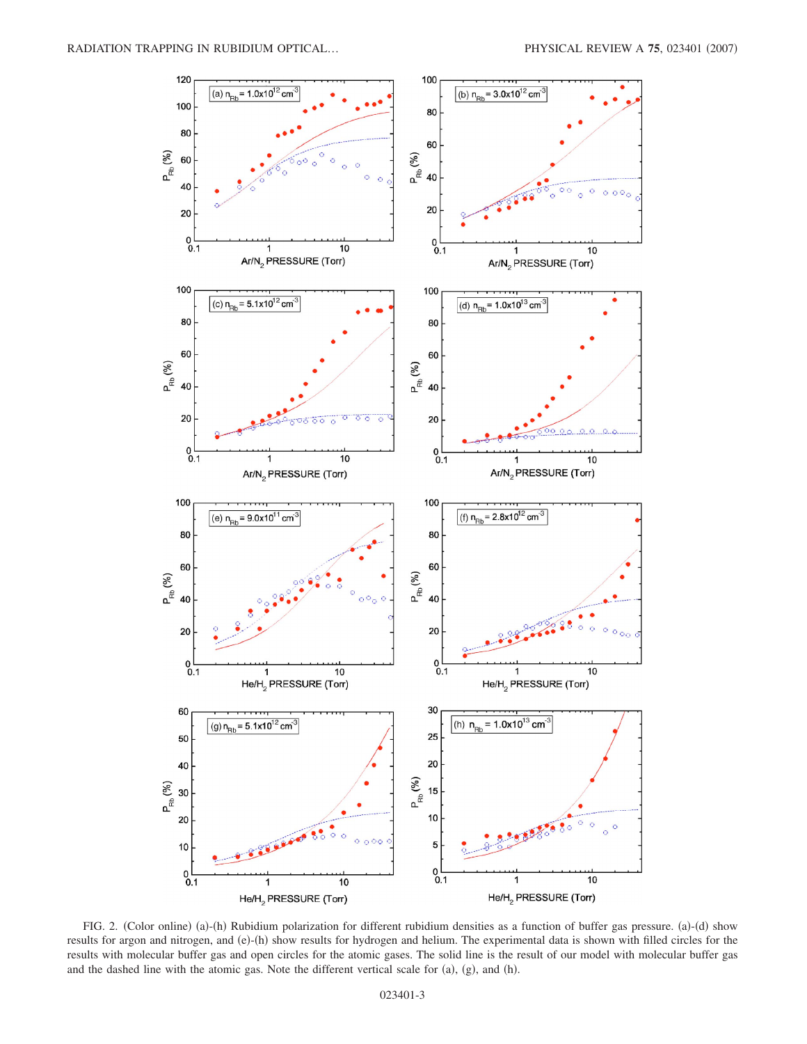FIG. 2. (Color online) (a)-(h) Rubidium polarization for different rubidium densities as a function of buffer gas pressure. (a)-(d) show results for argon and nitrogen, and (e)-(h) show results for hydrogen and helium. The experimental data is shown with filled circles for the results with molecular buffer gas and open circles for the atomic gases. The solid line is the result of our model with molecular buffer gas and the dashed line with the atomic gas. Note the different vertical scale for (a), (g), and (h).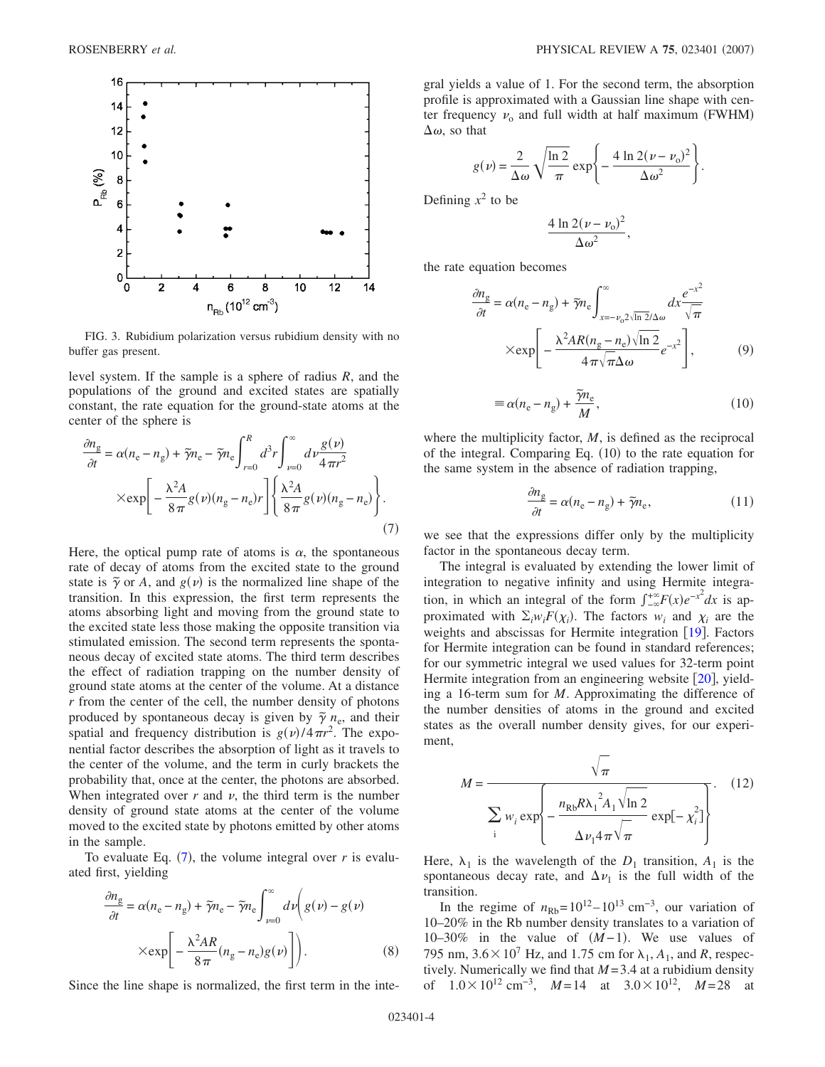FIG. 3. Rubidium polarization versus rubidium density with no buffer gas present.

level system. If the sample is a sphere of radius $R$, and the populations of the ground and excited states are spatially constant, the rate equation for the ground-state atoms at the center of the sphere is

$$\frac{\partial n_{\mathrm{g}}}{\partial t} = \alpha(n_{\mathrm{e}} - n_{\mathrm{g}}) + \tilde{\gamma} n_{\mathrm{e}} - \tilde{\gamma} n_{\mathrm{e}} \int_{r=0}^{R} d^3 r \int_{\nu=0}^{\infty} d\nu \frac{g(\nu)}{4\pi r^2} \times \exp\left[ -\frac{\lambda^2 A}{8\pi} g(\nu)(n_{\mathrm{g}} - n_{\mathrm{e}}) r \right] \left\{ \frac{\lambda^2 A}{8\pi} g(\nu)(n_{\mathrm{g}} - n_{\mathrm{e}}) \right\}. \tag{7}$$

Here, the optical pump rate of atoms is $\alpha$, the spontaneous rate of decay of atoms from the excited state to the ground state is $\tilde{\gamma}$ or $A$, and $g(\nu)$ is the normalized line shape of the transition. In this expression, the first term represents the atoms absorbing light and moving from the ground state to the excited state less those making the opposite transition via stimulated emission. The second term represents the spontaneous decay of excited state atoms. The third term describes the effect of radiation trapping on the number density of ground state atoms at the center of the volume. At a distance $r$ from the center of the cell, the number density of photons produced by spontaneous decay is given by $\tilde{\gamma}\, n_{\mathrm{e}}$, and their spatial and frequency distribution is $g(\nu)/4\pi r^2$. The exponential factor describes the absorption of light as it travels to the center of the volume, and the term in curly brackets the probability that, once at the center, the photons are absorbed. When integrated over $r$ and $\nu$, the third term is the number density of ground state atoms at the center of the volume moved to the excited state by photons emitted by other atoms in the sample.

To evaluate Eq. (7), the volume integral over $r$ is evaluated first, yielding

$$\frac{\partial n_{\mathrm{g}}}{\partial t} = \alpha(n_{\mathrm{e}} - n_{\mathrm{g}}) + \tilde{\gamma} n_{\mathrm{e}} - \tilde{\gamma} n_{\mathrm{e}} \int_{\nu=0}^{\infty} d\nu \left( g(\nu) - g(\nu) \times \exp\left[ -\frac{\lambda^2 A R}{8\pi} (n_{\mathrm{g}} - n_{\mathrm{e}}) g(\nu) \right] \right). \tag{8}$$

Since the line shape is normalized, the first term in the integral yields a value of 1. For the second term, the absorption profile is approximated with a Gaussian line shape with center frequency $\nu_{\mathrm{o}}$ and full width at half maximum (FWHM) $\Delta\omega$, so that

$$g(\nu) = \frac{2}{\Delta\omega} \sqrt{\frac{\ln 2}{\pi}} \exp\left\{ -\frac{4 \ln 2 (\nu - \nu_{\mathrm{o}})^2}{\Delta\omega^2} \right\}.$$

Defining $x^2$ to be

$$\frac{4 \ln 2 (\nu - \nu_{\mathrm{o}})^2}{\Delta\omega^2},$$

the rate equation becomes

$$\frac{\partial n_{\mathrm{g}}}{\partial t} = \alpha(n_{\mathrm{e}} - n_{\mathrm{g}}) + \tilde{\gamma} n_{\mathrm{e}} \int_{x=-\nu_{\mathrm{o}} 2\sqrt{\ln 2}/\Delta\omega}^{\infty} dx \frac{e^{-x^2}}{\sqrt{\pi}} \times \exp\left[ -\frac{\lambda^2 A R (n_{\mathrm{g}} - n_{\mathrm{e}}) \sqrt{\ln 2}}{4\pi\sqrt{\pi}\Delta\omega} e^{-x^2} \right], \tag{9}$$

$$\equiv \alpha(n_{\mathrm{e}} - n_{\mathrm{g}}) + \frac{\tilde{\gamma} n_{\mathrm{e}}}{M}, \tag{10}$$

where the multiplicity factor, $M$, is defined as the reciprocal of the integral. Comparing Eq. (10) to the rate equation for the same system in the absence of radiation trapping,

$$\frac{\partial n_{\mathrm{g}}}{\partial t} = \alpha(n_{\mathrm{e}} - n_{\mathrm{g}}) + \tilde{\gamma} n_{\mathrm{e}}, \tag{11}$$

we see that the expressions differ only by the multiplicity factor in the spontaneous decay term.

The integral is evaluated by extending the lower limit of integration to negative infinity and using Hermite integration, in which an integral of the form $\int_{-\infty}^{+\infty} F(x) e^{-x^2} dx$ is approximated with $\Sigma_i w_i F(\chi_i)$. The factors $w_i$ and $\chi_i$ are the weights and abscissas for Hermite integration [19]. Factors for Hermite integration can be found in standard references; for our symmetric integral we used values for 32-term point Hermite integration from an engineering website [20], yielding a 16-term sum for $M$. Approximating the difference of the number densities of atoms in the ground and excited states as the overall number density gives, for our experiment,

$$M = \frac{\sqrt{\pi}}{\sum_{\mathrm{i}} w_i \exp\left\{ -\frac{n_{\mathrm{Rb}} R \lambda_1{}^2 A_1 \sqrt{\ln 2}}{\Delta\nu_1 4\pi\sqrt{\pi}} \exp[-\chi_i^2] \right\}}. \tag{12}$$

Here, $\lambda_1$ is the wavelength of the $D_1$ transition, $A_1$ is the spontaneous decay rate, and $\Delta\nu_1$ is the full width of the transition.

In the regime of $n_{\mathrm{Rb}} = 10^{12} - 10^{13}\ \mathrm{cm}^{-3}$, our variation of 10–20% in the Rb number density translates to a variation of 10–30% in the value of $(M-1)$. We use values of 795 nm, $3.6 \times 10^7$ Hz, and 1.75 cm for $\lambda_1$, $A_1$, and $R$, respectively. Numerically we find that $M = 3.4$ at a rubidium density of $1.0 \times 10^{12}\ \mathrm{cm}^{-3}$, $M = 14$ at $3.0 \times 10^{12}$, $M = 28$ at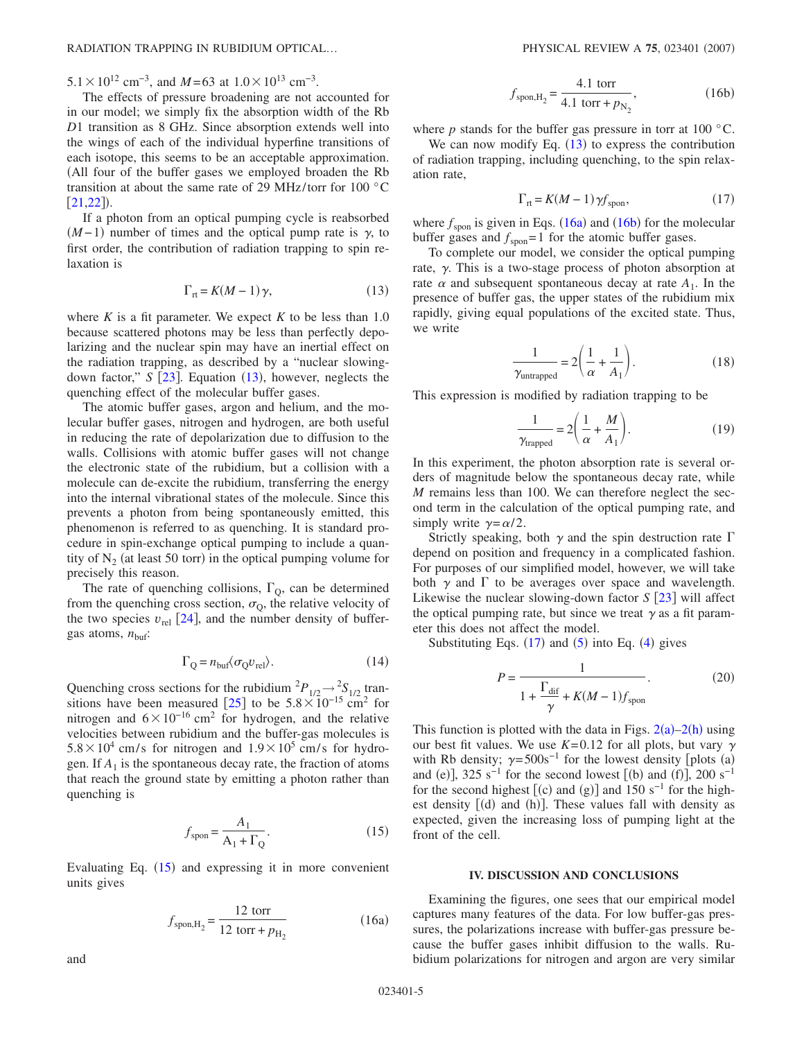$5.1\times10^{12}$ cm$^{-3}$, and $M=63$ at $1.0\times10^{13}$ cm$^{-3}$.

The effects of pressure broadening are not accounted for in our model; we simply fix the absorption width of the Rb $D1$ transition as 8 GHz. Since absorption extends well into the wings of each of the individual hyperfine transitions of each isotope, this seems to be an acceptable approximation. (All four of the buffer gases we employed broaden the Rb transition at about the same rate of 29 MHz/torr for 100 °C [21,22]).

If a photon from an optical pumping cycle is reabsorbed $(M-1)$ number of times and the optical pump rate is $\gamma$, to first order, the contribution of radiation trapping to spin relaxation is

$$\Gamma_{\rm rt} = K(M-1)\gamma, \tag{13}$$

where $K$ is a fit parameter. We expect $K$ to be less than 1.0 because scattered photons may be less than perfectly depolarizing and the nuclear spin may have an inertial effect on the radiation trapping, as described by a "nuclear slowing-down factor," $S$ [23]. Equation (13), however, neglects the quenching effect of the molecular buffer gases.

The atomic buffer gases, argon and helium, and the molecular buffer gases, nitrogen and hydrogen, are both useful in reducing the rate of depolarization due to diffusion to the walls. Collisions with atomic buffer gases will not change the electronic state of the rubidium, but a collision with a molecule can de-excite the rubidium, transferring the energy into the internal vibrational states of the molecule. Since this prevents a photon from being spontaneously emitted, this phenomenon is referred to as quenching. It is standard procedure in spin-exchange optical pumping to include a quantity of $N_2$ (at least 50 torr) in the optical pumping volume for precisely this reason.

The rate of quenching collisions, $\Gamma_Q$, can be determined from the quenching cross section, $\sigma_Q$, the relative velocity of the two species $v_{\rm rel}$ [24], and the number density of buffer-gas atoms, $n_{\rm buf}$:

$$\Gamma_Q = n_{\rm buf}\langle\sigma_Q v_{\rm rel}\rangle. \tag{14}$$

Quenching cross sections for the rubidium ${}^2P_{1/2}\rightarrow{}^2S_{1/2}$ transitions have been measured [25] to be $5.8\times10^{-15}$ cm$^2$ for nitrogen and $6\times10^{-16}$ cm$^2$ for hydrogen, and the relative velocities between rubidium and the buffer-gas molecules is $5.8\times10^{4}$ cm/s for nitrogen and $1.9\times10^{5}$ cm/s for hydrogen. If $A_1$ is the spontaneous decay rate, the fraction of atoms that reach the ground state by emitting a photon rather than quenching is

$$f_{\rm spon} = \frac{A_1}{A_1+\Gamma_Q}. \tag{15}$$

Evaluating Eq. (15) and expressing it in more convenient units gives

$$f_{{\rm spon},H_2} = \frac{12\ \text{torr}}{12\ \text{torr}+p_{H_2}} \tag{16a}$$

and

$$f_{{\rm spon},H_2} = \frac{4.1\ \text{torr}}{4.1\ \text{torr}+p_{N_2}}, \tag{16b}$$

where $p$ stands for the buffer gas pressure in torr at 100 °C.

We can now modify Eq. (13) to express the contribution of radiation trapping, including quenching, to the spin relaxation rate,

$$\Gamma_{\rm rt} = K(M-1)\gamma f_{\rm spon}, \tag{17}$$

where $f_{\rm spon}$ is given in Eqs. (16a) and (16b) for the molecular buffer gases and $f_{\rm spon}=1$ for the atomic buffer gases.

To complete our model, we consider the optical pumping rate, $\gamma$. This is a two-stage process of photon absorption at rate $\alpha$ and subsequent spontaneous decay at rate $A_1$. In the presence of buffer gas, the upper states of the rubidium mix rapidly, giving equal populations of the excited state. Thus, we write

$$\frac{1}{\gamma_{\rm untrapped}} = 2\left(\frac{1}{\alpha}+\frac{1}{A_1}\right). \tag{18}$$

This expression is modified by radiation trapping to be

$$\frac{1}{\gamma_{\rm trapped}} = 2\left(\frac{1}{\alpha}+\frac{M}{A_1}\right). \tag{19}$$

In this experiment, the photon absorption rate is several orders of magnitude below the spontaneous decay rate, while $M$ remains less than 100. We can therefore neglect the second term in the calculation of the optical pumping rate, and simply write $\gamma=\alpha/2$.

Strictly speaking, both $\gamma$ and the spin destruction rate $\Gamma$ depend on position and frequency in a complicated fashion. For purposes of our simplified model, however, we will take both $\gamma$ and $\Gamma$ to be averages over space and wavelength. Likewise the nuclear slowing-down factor $S$ [23] will affect the optical pumping rate, but since we treat $\gamma$ as a fit parameter this does not affect the model.

Substituting Eqs. (17) and (5) into Eq. (4) gives

$$P = \frac{1}{1+\dfrac{\Gamma_{\rm dif}}{\gamma}+K(M-1)f_{\rm spon}}. \tag{20}$$

This function is plotted with the data in Figs. 2(a)–2(h) using our best fit values. We use $K=0.12$ for all plots, but vary $\gamma$ with Rb density; $\gamma=500$s$^{-1}$ for the lowest density [plots (a) and (e)], 325 s$^{-1}$ for the second lowest [(b) and (f)], 200 s$^{-1}$ for the second highest [(c) and (g)] and 150 s$^{-1}$ for the highest density [(d) and (h)]. These values fall with density as expected, given the increasing loss of pumping light at the front of the cell.

## IV. DISCUSSION AND CONCLUSIONS

Examining the figures, one sees that our empirical model captures many features of the data. For low buffer-gas pressures, the polarizations increase with buffer-gas pressure because the buffer gases inhibit diffusion to the walls. Rubidium polarizations for nitrogen and argon are very similar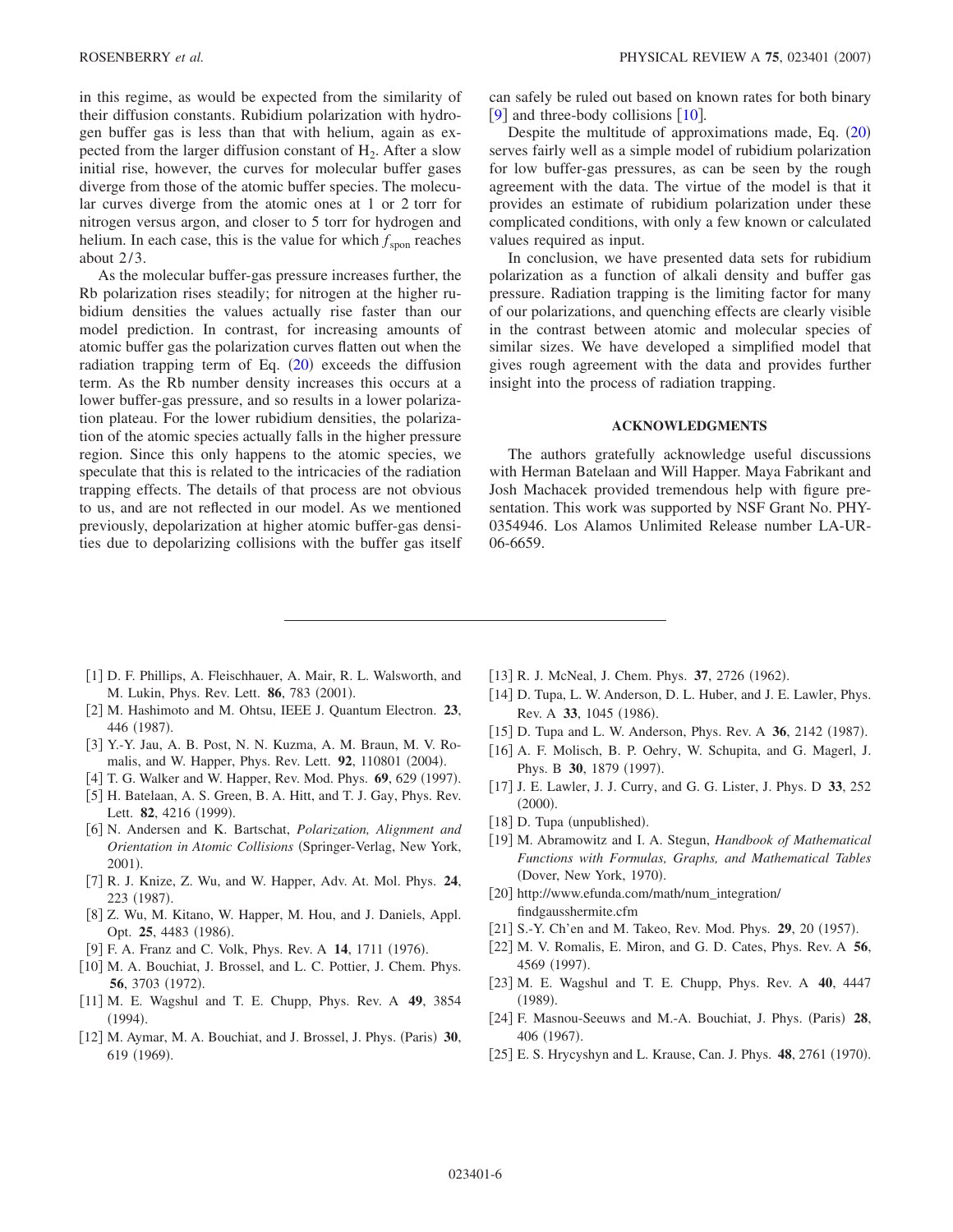in this regime, as would be expected from the similarity of their diffusion constants. Rubidium polarization with hydrogen buffer gas is less than that with helium, again as expected from the larger diffusion constant of $H_2$. After a slow initial rise, however, the curves for molecular buffer gases diverge from those of the atomic buffer species. The molecular curves diverge from the atomic ones at 1 or 2 torr for nitrogen versus argon, and closer to 5 torr for hydrogen and helium. In each case, this is the value for which $f_{spon}$ reaches about 2/3.

As the molecular buffer-gas pressure increases further, the Rb polarization rises steadily; for nitrogen at the higher rubidium densities the values actually rise faster than our model prediction. In contrast, for increasing amounts of atomic buffer gas the polarization curves flatten out when the radiation trapping term of Eq. (20) exceeds the diffusion term. As the Rb number density increases this occurs at a lower buffer-gas pressure, and so results in a lower polarization plateau. For the lower rubidium densities, the polarization of the atomic species actually falls in the higher pressure region. Since this only happens to the atomic species, we speculate that this is related to the intricacies of the radiation trapping effects. The details of that process are not obvious to us, and are not reflected in our model. As we mentioned previously, depolarization at higher atomic buffer-gas densities due to depolarizing collisions with the buffer gas itself can safely be ruled out based on known rates for both binary [9] and three-body collisions [10].

Despite the multitude of approximations made, Eq. (20) serves fairly well as a simple model of rubidium polarization for low buffer-gas pressures, as can be seen by the rough agreement with the data. The virtue of the model is that it provides an estimate of rubidium polarization under these complicated conditions, with only a few known or calculated values required as input.

In conclusion, we have presented data sets for rubidium polarization as a function of alkali density and buffer gas pressure. Radiation trapping is the limiting factor for many of our polarizations, and quenching effects are clearly visible in the contrast between atomic and molecular species of similar sizes. We have developed a simplified model that gives rough agreement with the data and provides further insight into the process of radiation trapping.

## ACKNOWLEDGMENTS

The authors gratefully acknowledge useful discussions with Herman Batelaan and Will Happer. Maya Fabrikant and Josh Machacek provided tremendous help with figure presentation. This work was supported by NSF Grant No. PHY-0354946. Los Alamos Unlimited Release number LA-UR-06-6659.

---

[1] D. F. Phillips, A. Fleischhauer, A. Mair, R. L. Walsworth, and M. D. Lukin, Phys. Rev. Lett. **86**, 783 (2001).

[2] M. Hashimoto and M. Ohtsu, IEEE J. Quantum Electron. **23**, 446 (1987).

[3] Y.-Y. Jau, A. B. Post, N. N. Kuzma, A. M. Braun, M. V. Romalis, and W. Happer, Phys. Rev. Lett. **92**, 110801 (2004).

[4] T. G. Walker and W. Happer, Rev. Mod. Phys. **69**, 629 (1997).

[5] H. Batelaan, A. S. Green, B. A. Hitt, and T. J. Gay, Phys. Rev. Lett. **82**, 4216 (1999).

[6] N. Andersen and K. Bartschat, *Polarization, Alignment and Orientation in Atomic Collisions* (Springer-Verlag, New York, 2001).

[7] R. J. Knize, Z. Wu, and W. Happer, Adv. At. Mol. Phys. **24**, 223 (1987).

[8] Z. Wu, M. Kitano, W. Happer, M. Hou, and J. Daniels, Appl. Opt. **25**, 4483 (1986).

[9] F. A. Franz and C. Volk, Phys. Rev. A **14**, 1711 (1976).

[10] M. A. Bouchiat, J. Brossel, and L. C. Pottier, J. Chem. Phys. **56**, 3703 (1972).

[11] M. E. Wagshul and T. E. Chupp, Phys. Rev. A **49**, 3854 (1994).

[12] M. Aymar, M. A. Bouchiat, and J. Brossel, J. Phys. (Paris) **30**, 619 (1969).

[13] R. J. McNeal, J. Chem. Phys. **37**, 2726 (1962).

[14] D. Tupa, L. W. Anderson, D. L. Huber, and J. E. Lawler, Phys. Rev. A **33**, 1045 (1986).

[15] D. Tupa and L. W. Anderson, Phys. Rev. A **36**, 2142 (1987).

[16] A. F. Molisch, B. P. Oehry, W. Schupita, and G. Magerl, J. Phys. B **30**, 1879 (1997).

[17] J. E. Lawler, J. J. Curry, and G. G. Lister, J. Phys. D **33**, 252 (2000).

[18] D. Tupa (unpublished).

[19] M. Abramowitz and I. A. Stegun, *Handbook of Mathematical Functions with Formulas, Graphs, and Mathematical Tables* (Dover, New York, 1970).

[20] http://www.efunda.com/math/num_integration/findgausshermite.cfm

[21] S.-Y. Ch'en and M. Takeo, Rev. Mod. Phys. **29**, 20 (1957).

[22] M. V. Romalis, E. Miron, and G. D. Cates, Phys. Rev. A **56**, 4569 (1997).

[23] M. E. Wagshul and T. E. Chupp, Phys. Rev. A **40**, 4447 (1989).

[24] F. Masnou-Seeuws and M.-A. Bouchiat, J. Phys. (Paris) **28**, 406 (1967).

[25] E. S. Hrycyshyn and L. Krause, Can. J. Phys. **48**, 2761 (1970).